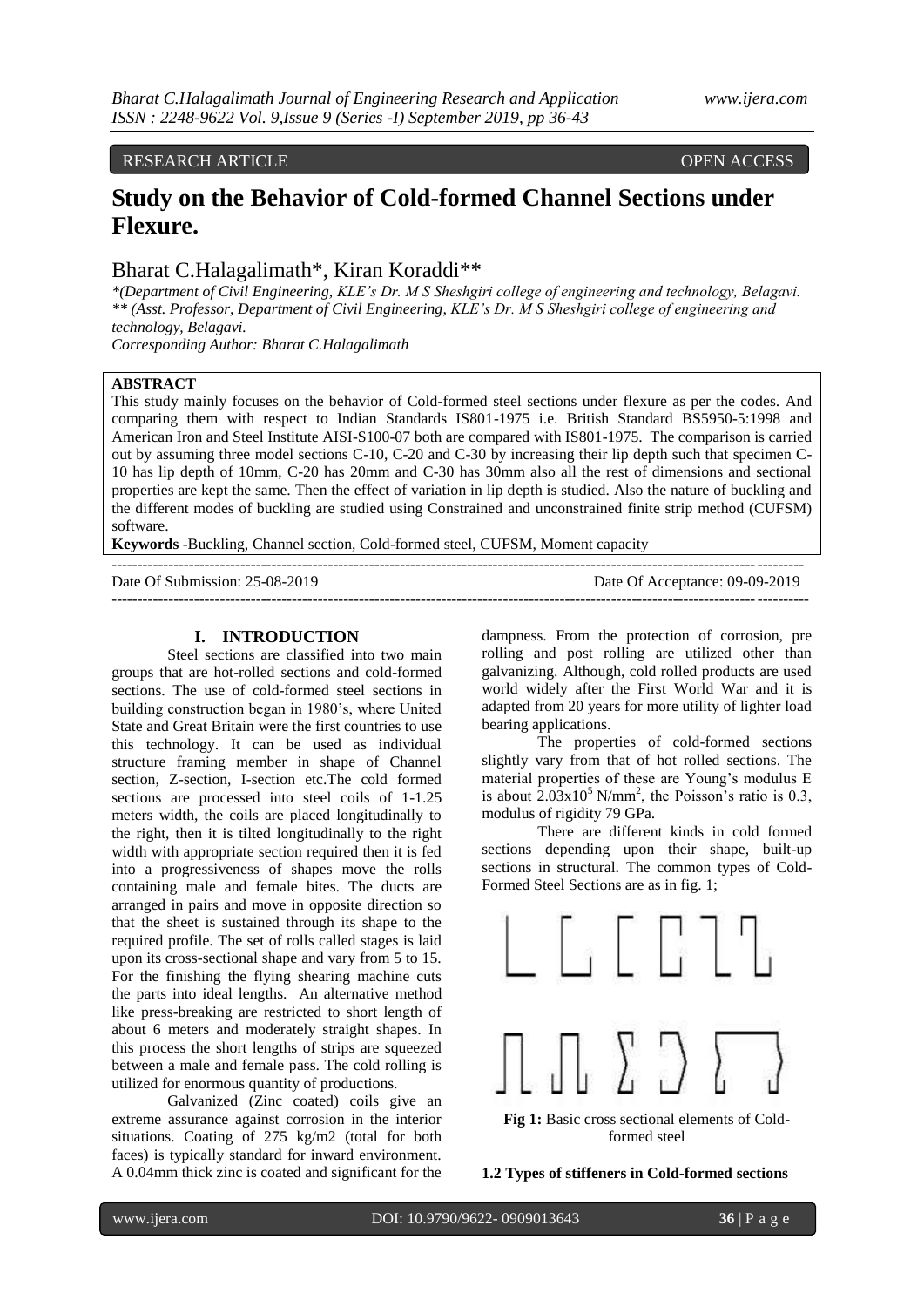RESEARCH ARTICLE

OPEN ACCESS

# Study on the Behavior of Cold-formed Channel Sections under Flexure.

Bharat C.Halagalimath*, Kiran Koraddi**

*(Department of Civil Engineering, KLE's Dr. M S Sheshgiri college of engineering and technology, Belagavi.
** (Asst. Professor, Department of Civil Engineering, KLE's Dr. M S Sheshgiri college of engineering and technology, Belagavi.
Corresponding Author: Bharat C.Halagalimath

**ABSTRACT**

This study mainly focuses on the behavior of Cold-formed steel sections under flexure as per the codes. And comparing them with respect to Indian Standards IS801-1975 i.e. British Standard BS5950-5:1998 and American Iron and Steel Institute AISI-S100-07 both are compared with IS801-1975. The comparison is carried out by assuming three model sections C-10, C-20 and C-30 by increasing their lip depth such that specimen C-10 has lip depth of 10mm, C-20 has 20mm and C-30 has 30mm also all the rest of dimensions and sectional properties are kept the same. Then the effect of variation in lip depth is studied. Also the nature of buckling and the different modes of buckling are studied using Constrained and unconstrained finite strip method (CUFSM) software.

**Keywords** -Buckling, Channel section, Cold-formed steel, CUFSM, Moment capacity

Date Of Submission: 25-08-2019 Date Of Acceptance: 09-09-2019

## I. INTRODUCTION

Steel sections are classified into two main groups that are hot-rolled sections and cold-formed sections. The use of cold-formed steel sections in building construction began in 1980's, where United State and Great Britain were the first countries to use this technology. It can be used as individual structure framing member in shape of Channel section, Z-section, I-section etc.The cold formed sections are processed into steel coils of 1-1.25 meters width, the coils are placed longitudinally to the right, then it is tilted longitudinally to the right width with appropriate section required then it is fed into a progressiveness of shapes move the rolls containing male and female bites. The ducts are arranged in pairs and move in opposite direction so that the sheet is sustained through its shape to the required profile. The set of rolls called stages is laid upon its cross-sectional shape and vary from 5 to 15. For the finishing the flying shearing machine cuts the parts into ideal lengths. An alternative method like press-breaking are restricted to short length of about 6 meters and moderately straight shapes. In this process the short lengths of strips are squeezed between a male and female pass. The cold rolling is utilized for enormous quantity of productions.

Galvanized (Zinc coated) coils give an extreme assurance against corrosion in the interior situations. Coating of 275 kg/m2 (total for both faces) is typically standard for inward environment. A 0.04mm thick zinc is coated and significant for the dampness. From the protection of corrosion, pre rolling and post rolling are utilized other than galvanizing. Although, cold rolled products are used world widely after the First World War and it is adapted from 20 years for more utility of lighter load bearing applications.

The properties of cold-formed sections slightly vary from that of hot rolled sections. The material properties of these are Young's modulus E is about $2.03 \times 10^5$ N/mm$^2$, the Poisson's ratio is 0.3, modulus of rigidity 79 GPa.

There are different kinds in cold formed sections depending upon their shape, built-up sections in structural. The common types of Cold-Formed Steel Sections are as in fig. 1;

**Fig 1:** Basic cross sectional elements of Cold-formed steel

**1.2 Types of stiffeners in Cold-formed sections**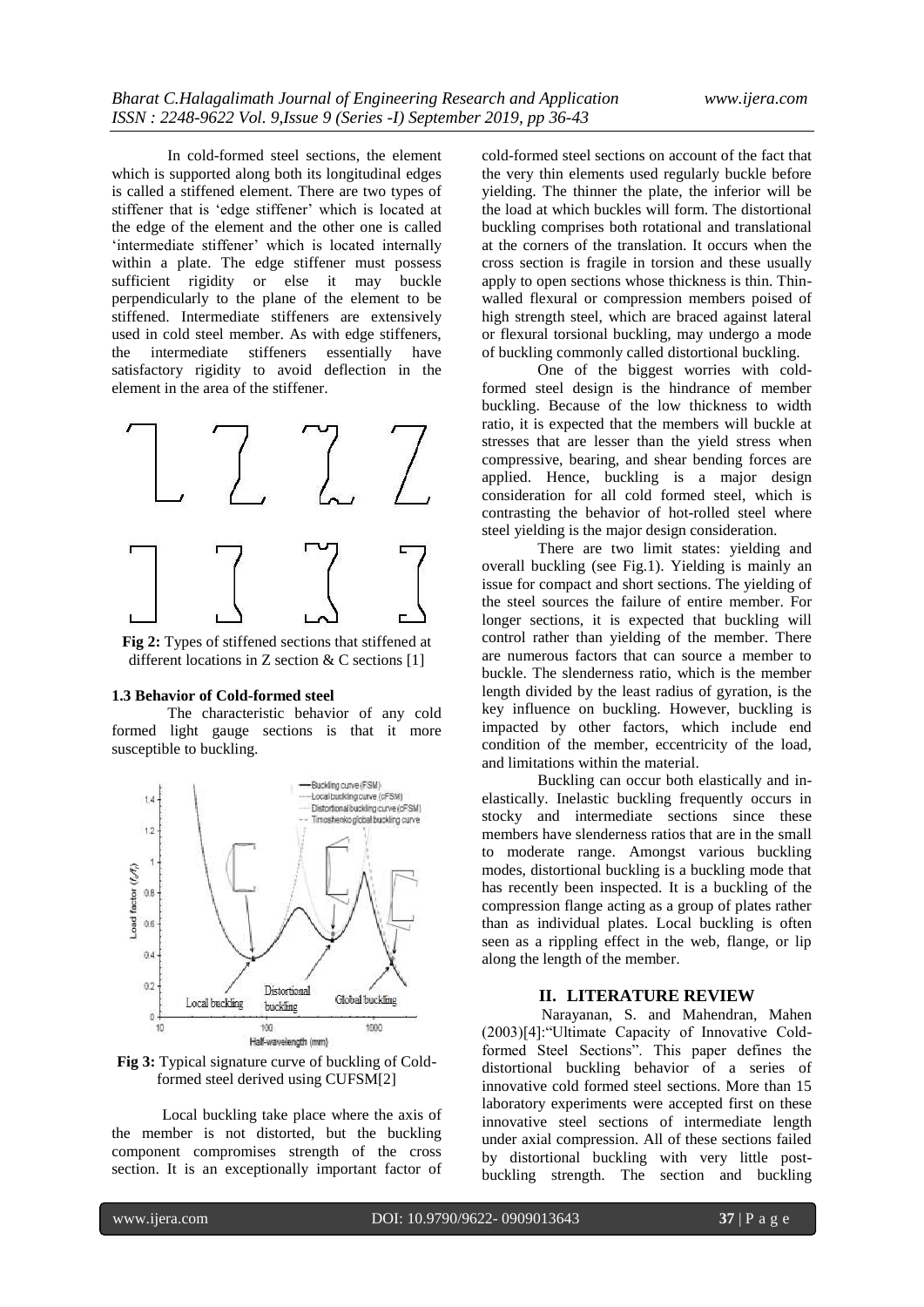In cold-formed steel sections, the element which is supported along both its longitudinal edges is called a stiffened element. There are two types of stiffener that is 'edge stiffener' which is located at the edge of the element and the other one is called 'intermediate stiffener' which is located internally within a plate. The edge stiffener must possess sufficient rigidity or else it may buckle perpendicularly to the plane of the element to be stiffened. Intermediate stiffeners are extensively used in cold steel member. As with edge stiffeners, the intermediate stiffeners essentially have satisfactory rigidity to avoid deflection in the element in the area of the stiffener.

**Fig 2:** Types of stiffened sections that stiffened at different locations in Z section & C sections [1]

### 1.3 Behavior of Cold-formed steel

The characteristic behavior of any cold formed light gauge sections is that it more susceptible to buckling.

Buckling curve (FSM)
Local buckling curve (cFSM)
Distortional buckling curve (cFSM)
Timoshenko global buckling curve
Load factor ($f_{cr}/f_y$)
Local buckling
Distortional buckling
Global buckling
Half-wavelength (mm)

**Fig 3:** Typical signature curve of buckling of Cold-formed steel derived using CUFSM[2]

Local buckling take place where the axis of the member is not distorted, but the buckling component compromises strength of the cross section. It is an exceptionally important factor of cold-formed steel sections on account of the fact that the very thin elements used regularly buckle before yielding. The thinner the plate, the inferior will be the load at which buckles will form. The distortional buckling comprises both rotational and translational at the corners of the translation. It occurs when the cross section is fragile in torsion and these usually apply to open sections whose thickness is thin. Thin-walled flexural or compression members poised of high strength steel, which are braced against lateral or flexural torsional buckling, may undergo a mode of buckling commonly called distortional buckling.

One of the biggest worries with cold-formed steel design is the hindrance of member buckling. Because of the low thickness to width ratio, it is expected that the members will buckle at stresses that are lesser than the yield stress when compressive, bearing, and shear bending forces are applied. Hence, buckling is a major design consideration for all cold formed steel, which is contrasting the behavior of hot-rolled steel where steel yielding is the major design consideration.

There are two limit states: yielding and overall buckling (see Fig.1). Yielding is mainly an issue for compact and short sections. The yielding of the steel sources the failure of entire member. For longer sections, it is expected that buckling will control rather than yielding of the member. There are numerous factors that can source a member to buckle. The slenderness ratio, which is the member length divided by the least radius of gyration, is the key influence on buckling. However, buckling is impacted by other factors, which include end condition of the member, eccentricity of the load, and limitations within the material.

Buckling can occur both elastically and in-elastically. Inelastic buckling frequently occurs in stocky and intermediate sections since these members have slenderness ratios that are in the small to moderate range. Amongst various buckling modes, distortional buckling is a buckling mode that has recently been inspected. It is a buckling of the compression flange acting as a group of plates rather than as individual plates. Local buckling is often seen as a rippling effect in the web, flange, or lip along the length of the member.

## II. LITERATURE REVIEW

Narayanan, S. and Mahendran, Mahen (2003)[4]:"Ultimate Capacity of Innovative Cold-formed Steel Sections". This paper defines the distortional buckling behavior of a series of innovative cold formed steel sections. More than 15 laboratory experiments were accepted first on these innovative steel sections of intermediate length under axial compression. All of these sections failed by distortional buckling with very little post-buckling strength. The section and buckling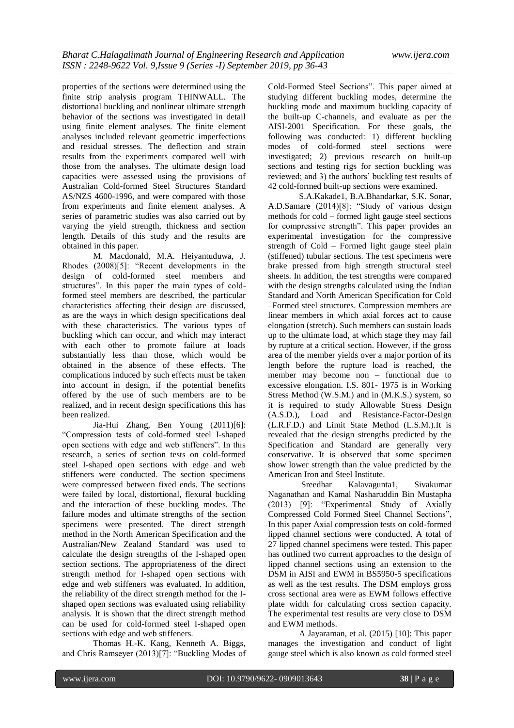properties of the sections were determined using the finite strip analysis program THINWALL. The distortional buckling and nonlinear ultimate strength behavior of the sections was investigated in detail using finite element analyses. The finite element analyses included relevant geometric imperfections and residual stresses. The deflection and strain results from the experiments compared well with those from the analyses. The ultimate design load capacities were assessed using the provisions of Australian Cold-formed Steel Structures Standard AS/NZS 4600-1996, and were compared with those from experiments and finite element analyses. A series of parametric studies was also carried out by varying the yield strength, thickness and section length. Details of this study and the results are obtained in this paper.

M. Macdonald, M.A. Heiyantuduwa, J. Rhodes (2008)[5]: "Recent developments in the design of cold-formed steel members and structures". In this paper the main types of cold-formed steel members are described, the particular characteristics affecting their design are discussed, as are the ways in which design specifications deal with these characteristics. The various types of buckling which can occur, and which may interact with each other to promote failure at loads substantially less than those, which would be obtained in the absence of these effects. The complications induced by such effects must be taken into account in design, if the potential benefits offered by the use of such members are to be realized, and in recent design specifications this has been realized.

Jia-Hui Zhang, Ben Young (2011)[6]: "Compression tests of cold-formed steel I-shaped open sections with edge and web stiffeners". In this research, a series of section tests on cold-formed steel I-shaped open sections with edge and web stiffeners were conducted. The section specimens were compressed between fixed ends. The sections were failed by local, distortional, flexural buckling and the interaction of these buckling modes. The failure modes and ultimate strengths of the section specimens were presented. The direct strength method in the North American Specification and the Australian/New Zealand Standard was used to calculate the design strengths of the I-shaped open section sections. The appropriateness of the direct strength method for I-shaped open sections with edge and web stiffeners was evaluated. In addition, the reliability of the direct strength method for the I-shaped open sections was evaluated using reliability analysis. It is shown that the direct strength method can be used for cold-formed steel I-shaped open sections with edge and web stiffeners.

Thomas H.-K. Kang, Kenneth A. Biggs, and Chris Ramseyer (2013)[7]: "Buckling Modes of Cold-Formed Steel Sections". This paper aimed at studying different buckling modes, determine the buckling mode and maximum buckling capacity of the built-up C-channels, and evaluate as per the AISI-2001 Specification. For these goals, the following was conducted: 1) different buckling modes of cold-formed steel sections were investigated; 2) previous research on built-up sections and testing rigs for section buckling was reviewed; and 3) the authors' buckling test results of 42 cold-formed built-up sections were examined.

S.A.Kakade1, B.A.Bhandarkar, S.K. Sonar, A.D.Samare (2014)[8]: "Study of various design methods for cold – formed light gauge steel sections for compressive strength". This paper provides an experimental investigation for the compressive strength of Cold – Formed light gauge steel plain (stiffened) tubular sections. The test specimens were brake pressed from high strength structural steel sheets. In addition, the test strengths were compared with the design strengths calculated using the Indian Standard and North American Specification for Cold –Formed steel structures. Compression members are linear members in which axial forces act to cause elongation (stretch). Such members can sustain loads up to the ultimate load, at which stage they may fail by rupture at a critical section. However, if the gross area of the member yields over a major portion of its length before the rupture load is reached, the member may become non – functional due to excessive elongation. I.S. 801- 1975 is in Working Stress Method (W.S.M.) and in (M.K.S.) system, so it is required to study Allowable Stress Design (A.S.D.), Load and Resistance-Factor-Design (L.R.F.D.) and Limit State Method (L.S.M.).It is revealed that the design strengths predicted by the Specification and Standard are generally very conservative. It is observed that some specimen show lower strength than the value predicted by the American Iron and Steel Institute.

Sreedhar Kalavagunta1, Sivakumar Naganathan and Kamal Nasharuddin Bin Mustapha (2013) [9]: "Experimental Study of Axially Compressed Cold Formed Steel Channel Sections", In this paper Axial compression tests on cold-formed lipped channel sections were conducted. A total of 27 lipped channel specimens were tested. This paper has outlined two current approaches to the design of lipped channel sections using an extension to the DSM in AISI and EWM in BS5950-5 specifications as well as the test results. The DSM employs gross cross sectional area were as EWM follows effective plate width for calculating cross section capacity. The experimental test results are very close to DSM and EWM methods.

A Jayaraman, et al. (2015) [10]: This paper manages the investigation and conduct of light gauge steel which is also known as cold formed steel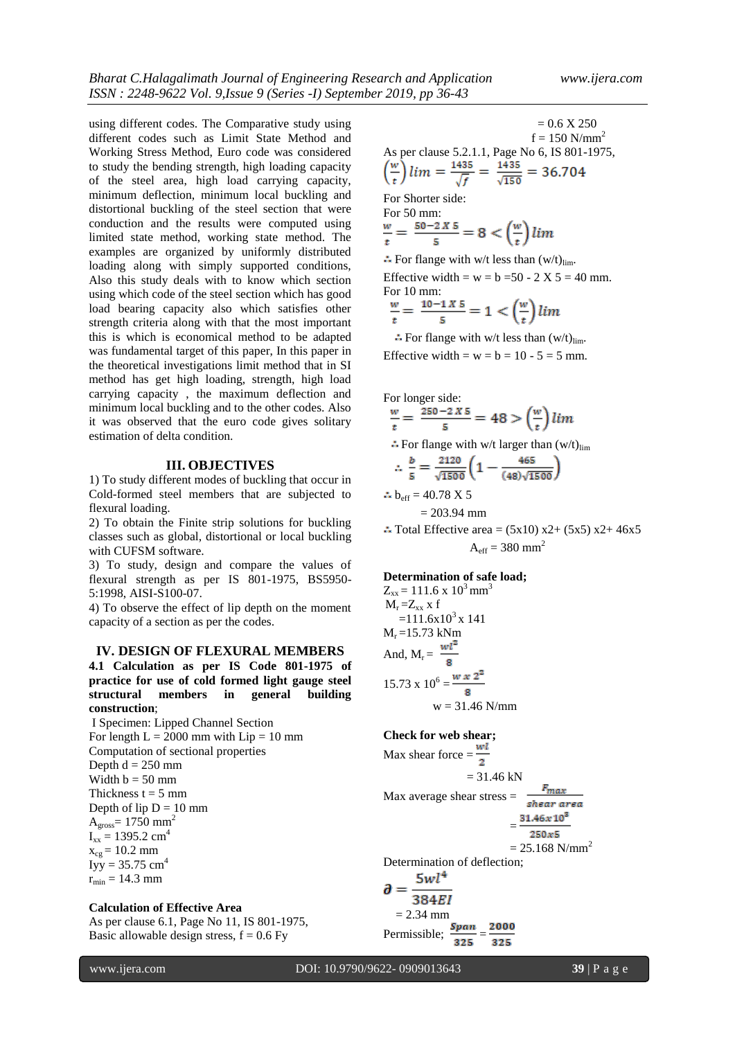using different codes. The Comparative study using different codes such as Limit State Method and Working Stress Method, Euro code was considered to study the bending strength, high loading capacity of the steel area, high load carrying capacity, minimum deflection, minimum local buckling and distortional buckling of the steel section that were conduction and the results were computed using limited state method, working state method. The examples are organized by uniformly distributed loading along with simply supported conditions, Also this study deals with to know which section using which code of the steel section which has good load bearing capacity also which satisfies other strength criteria along with that the most important this is which is economical method to be adapted was fundamental target of this paper, In this paper in the theoretical investigations limit method that in SI method has get high loading, strength, high load carrying capacity , the maximum deflection and minimum local buckling and to the other codes. Also it was observed that the euro code gives solitary estimation of delta condition.

## III. OBJECTIVES

1) To study different modes of buckling that occur in Cold-formed steel members that are subjected to flexural loading.
2) To obtain the Finite strip solutions for buckling classes such as global, distortional or local buckling with CUFSM software.
3) To study, design and compare the values of flexural strength as per IS 801-1975, BS5950-5:1998, AISI-S100-07.
4) To observe the effect of lip depth on the moment capacity of a section as per the codes.

## IV. DESIGN OF FLEXURAL MEMBERS

### 4.1 Calculation as per IS Code 801-1975 of practice for use of cold formed light gauge steel structural members in general building construction;

I Specimen: Lipped Channel Section
For length L = 2000 mm with Lip = 10 mm
Computation of sectional properties
Depth d = 250 mm
Width b = 50 mm
Thickness t = 5 mm
Depth of lip D = 10 mm
$A_{gross}$= 1750 mm$^2$
$I_{xx}$ = 1395.2 cm$^4$
$x_{cg}$ = 10.2 mm
Iyy = 35.75 cm$^4$
$r_{min}$ = 14.3 mm

**Calculation of Effective Area**

As per clause 6.1, Page No 11, IS 801-1975,
Basic allowable design stress, f = 0.6 Fy
= 0.6 X 250
f = 150 N/mm$^2$

As per clause 5.2.1.1, Page No 6, IS 801-1975,

$$\left(\frac{w}{t}\right)lim = \frac{1435}{\sqrt{f}} = \frac{1435}{\sqrt{150}} = 36.704$$

For Shorter side:
For 50 mm:

$$\frac{w}{t} = \frac{50-2\,X\,5}{5} = 8 < \left(\frac{w}{t}\right)lim$$

∴ For flange with w/t less than $(w/t)_{lim}$.
Effective width = w = b =50 - 2 X 5 = 40 mm.
For 10 mm:

$$\frac{w}{t} = \frac{10-1\,X\,5}{5} = 1 < \left(\frac{w}{t}\right)lim$$

∴ For flange with w/t less than $(w/t)_{lim}$.
Effective width = w = b = 10 - 5 = 5 mm.

For longer side:

$$\frac{w}{t} = \frac{250-2\,X\,5}{5} = 48 > \left(\frac{w}{t}\right)lim$$

∴ For flange with w/t larger than $(w/t)_{lim}$

$$\therefore \frac{b}{5} = \frac{2120}{\sqrt{1500}}\left(1 - \frac{465}{(48)\sqrt{1500}}\right)$$

∴ $b_{eff}$ = 40.78 X 5
= 203.94 mm
∴ Total Effective area = (5x10) x2+ (5x5) x2+ 46x5
$A_{eff}$ = 380 mm$^2$

**Determination of safe load;**

$Z_{xx}$ = 111.6 x 10$^3$ mm$^3$
$M_r$ =$Z_{xx}$ x f
=111.6x10$^3$ x 141
$M_r$ =15.73 kNm
And, $M_r = \frac{wl^2}{8}$

$$15.73 \times 10^6 = \frac{w \times 2^2}{8}$$

w = 31.46 N/mm

**Check for web shear;**

Max shear force = $\frac{wl}{2}$
= 31.46 kN

Max average shear stress = $\frac{F_{max}}{shear\ area}$

$$= \frac{31.46x10^3}{250x5}$$

= 25.168 N/mm$^2$

Determination of deflection;

$$\partial = \frac{5wl^4}{384EI}$$

= 2.34 mm
Permissible; $\frac{Span}{325} = \frac{2000}{325}$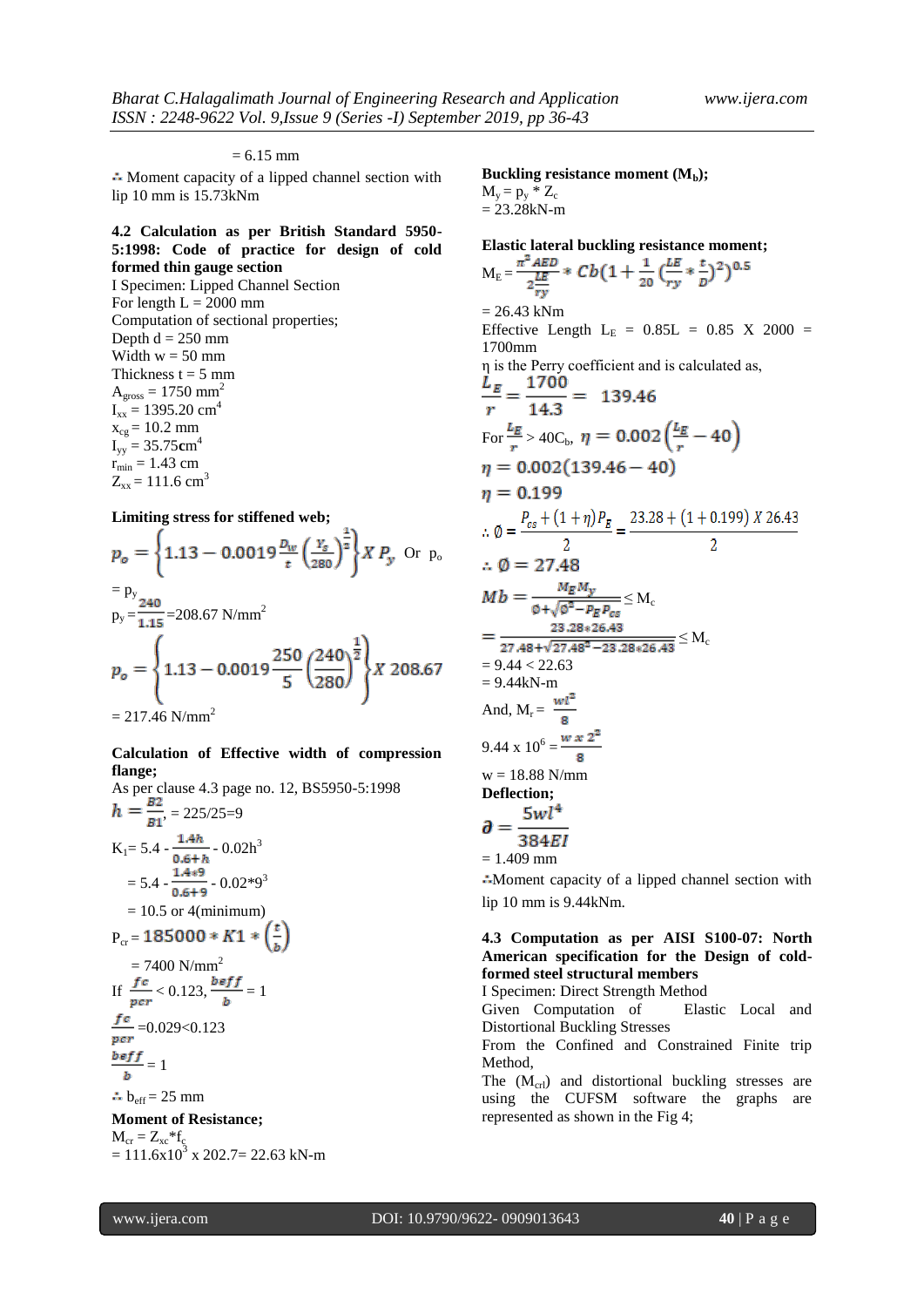= 6.15 mm

∴ Moment capacity of a lipped channel section with lip 10 mm is 15.73kNm

### 4.2 Calculation as per British Standard 5950-5:1998: Code of practice for design of cold formed thin gauge section

I Specimen: Lipped Channel Section

For length L = 2000 mm

Computation of sectional properties;

Depth d = 250 mm

Width w = 50 mm

Thickness t = 5 mm

$A_{gross}$ = 1750 mm$^2$

$I_{xx}$ = 1395.20 cm$^4$

$x_{cg}$ = 10.2 mm

$I_{yy}$ = 35.75cm$^4$

$r_{min}$ = 1.43 cm

$Z_{xx}$ = 111.6 cm$^3$

**Limiting stress for stiffened web;**

$$p_o = \left\{1.13 - 0.0019\frac{D_w}{t}\left(\frac{Y_s}{280}\right)^{\frac{1}{2}}\right\} X\ P_y \text{ Or } p_o = p_y$$

$$p_y = \frac{240}{1.15} = 208.67 \text{ N/mm}^2$$

$$p_o = \left\{1.13 - 0.0019\frac{250}{5}\left(\frac{240}{280}\right)^{\frac{1}{2}}\right\} X\ 208.67$$

= 217.46 N/mm$^2$

**Calculation of Effective width of compression flange;**

As per clause 4.3 page no. 12, BS5950-5:1998

$h = \frac{B2}{B1'}$ = 225/25=9

$K_1 = 5.4 - \frac{1.4h}{0.6+h} - 0.02h^3$

$= 5.4 - \frac{1.4*9}{0.6+9} - 0.02*9^3$

= 10.5 or 4(minimum)

$P_{cr} = 185000 * K1 * \left(\frac{t}{b}\right)$

= 7400 N/mm$^2$

If $\frac{fc}{pcr} < 0.123$, $\frac{beff}{b} = 1$

$\frac{fc}{pcr} = 0.029 < 0.123$

$\frac{beff}{b} = 1$

∴ $b_{eff}$ = 25 mm

**Moment of Resistance;**

$M_{cr} = Z_{xc} * f_c$

= 111.6x10$^3$ x 202.7= 22.63 kN-m

**Buckling resistance moment ($M_b$);**

$M_y = p_y * Z_c$

= 23.28kN-m

**Elastic lateral buckling resistance moment;**

$$M_E = \frac{\pi^2 AED}{2\frac{LE}{ry}} * Cb\left(1 + \frac{1}{20}\left(\frac{LE}{ry} * \frac{t}{D}\right)^2\right)^{0.5}$$

= 26.43 kNm

Effective Length $L_E$ = 0.85L = 0.85 X 2000 = 1700mm

η is the Perry coefficient and is calculated as,

$$\frac{L_E}{r} = \frac{1700}{14.3} = 139.46$$

For $\frac{L_E}{r} > 40C_b$, $\eta = 0.002\left(\frac{L_E}{r} - 40\right)$

$\eta = 0.002(139.46 - 40)$

$\eta = 0.199$

$$\therefore \emptyset = \frac{P_{cs} + (1+\eta)P_E}{2} = \frac{23.28 + (1+0.199)\ X\ 26.43}{2}$$

$\therefore \emptyset = 27.48$

$$Mb = \frac{M_E M_y}{\emptyset + \sqrt{\emptyset^2 - P_E P_{cs}}} \leq M_c$$

$$= \frac{23.28 * 26.43}{27.48 + \sqrt{27.48^2 - 23.28 * 26.43}} \leq M_c$$

= 9.44 < 22.63

= 9.44kN-m

And, $M_r = \frac{wl^2}{8}$

$9.44 \times 10^6 = \frac{w\ x\ 2^2}{8}$

w = 18.88 N/mm

**Deflection;**

$$\partial = \frac{5wl^4}{384EI}$$

= 1.409 mm

∴Moment capacity of a lipped channel section with lip 10 mm is 9.44kNm.

### 4.3 Computation as per AISI S100-07: North American specification for the Design of cold-formed steel structural members

I Specimen: Direct Strength Method

Given Computation of Elastic Local and Distortional Buckling Stresses

From the Confined and Constrained Finite trip Method,

The ($M_{crl}$) and distortional buckling stresses are using the CUFSM software the graphs are represented as shown in the Fig 4;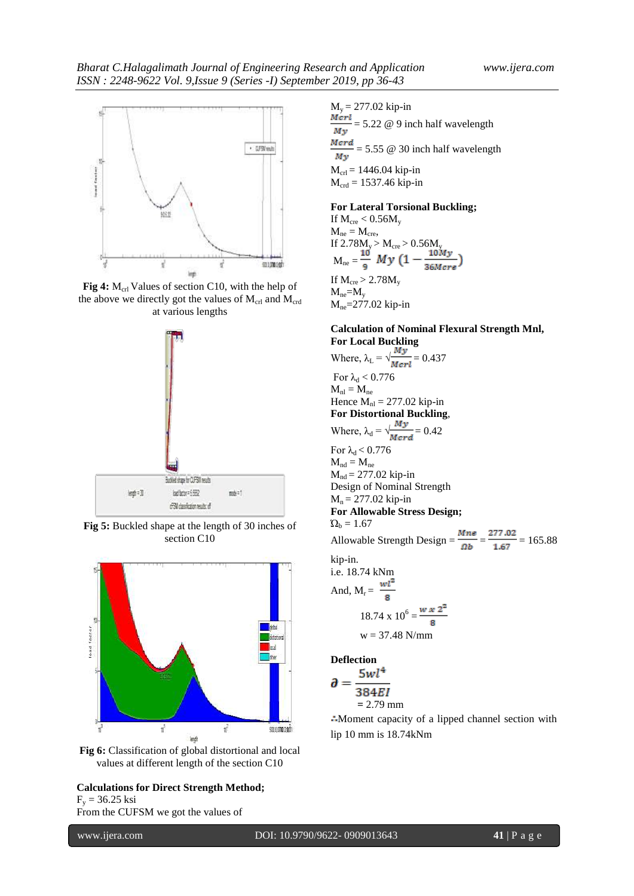Fig 4: $M_{crl}$ Values of section C10, with the help of the above we directly got the values of $M_{crl}$ and $M_{crd}$ at various lengths

Fig 5: Buckled shape at the length of 30 inches of section C10

Fig 6: Classification of global distortional and local values at different length of the section C10

**Calculations for Direct Strength Method;**

$F_y$ = 36.25 ksi

From the CUFSM we got the values of

$M_y$ = 277.02 kip-in

$\frac{M_{crl}}{M_y}$ = 5.22 @ 9 inch half wavelength

$\frac{M_{crd}}{M_y}$ = 5.55 @ 30 inch half wavelength

$M_{crl}$ = 1446.04 kip-in

$M_{crd}$ = 1537.46 kip-in

**For Lateral Torsional Buckling;**

If $M_{cre} < 0.56M_y$

$M_{ne} = M_{cre}$,

If $2.78M_y > M_{cre} > 0.56M_y$

$$M_{ne} = \frac{10}{9}\, M_y \left(1 - \frac{10M_y}{36M_{cre}}\right)$$

If $M_{cre} > 2.78M_y$

$M_{ne}=M_y$

$M_{ne}$=277.02 kip-in

**Calculation of Nominal Flexural Strength Mnl, For Local Buckling**

Where, $\lambda_L = \sqrt{\frac{M_y}{M_{crl}}}$ = 0.437

For $\lambda_d < 0.776$

$M_{nl} = M_{ne}$

Hence $M_{nl}$ = 277.02 kip-in

**For Distortional Buckling**,

Where, $\lambda_d = \sqrt{\frac{M_y}{M_{crd}}}$ = 0.42

For $\lambda_d < 0.776$

$M_{nd} = M_{ne}$

$M_{nd}$ = 277.02 kip-in

Design of Nominal Strength

$M_n$ = 277.02 kip-in

**For Allowable Stress Design;**

$\Omega_b$ = 1.67

Allowable Strength Design = $\frac{M_{ne}}{\Omega b} = \frac{277.02}{1.67}$ = 165.88 kip-in.

i.e. 18.74 kNm

And, $M_r = \frac{wl^2}{8}$

$$18.74 \times 10^6 = \frac{w \times 2^2}{8}$$

w = 37.48 N/mm

**Deflection**

$$\partial = \frac{5wl^4}{384EI}$$

= 2.79 mm

∴Moment capacity of a lipped channel section with lip 10 mm is 18.74kNm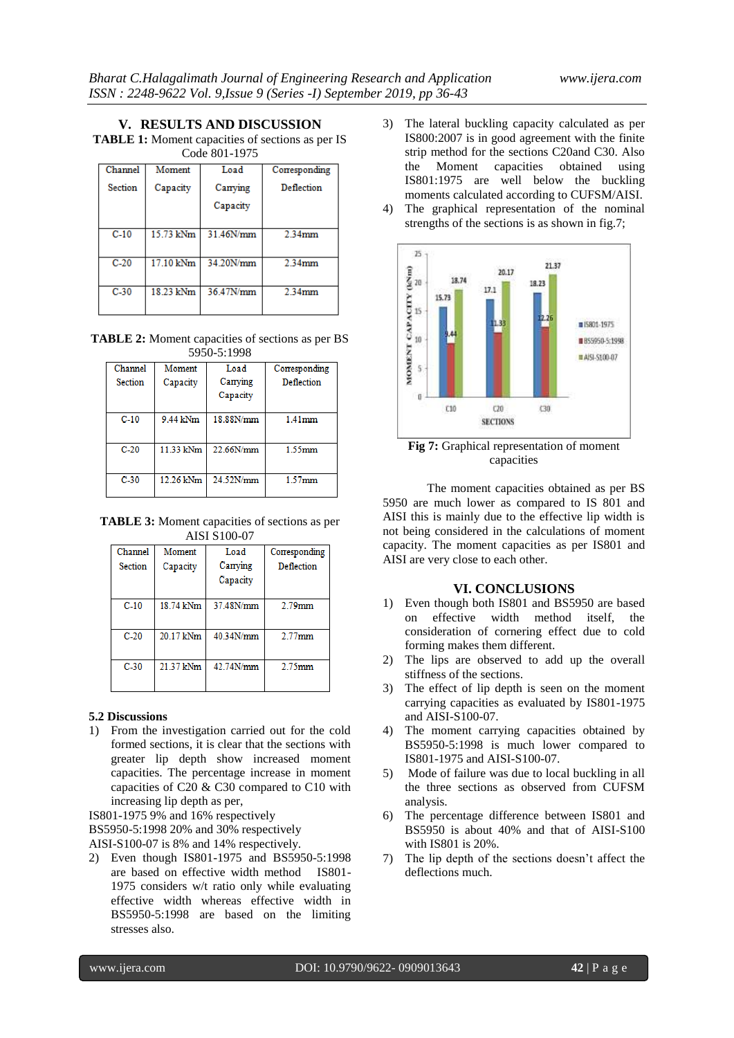## V. RESULTS AND DISCUSSION

**TABLE 1:** Moment capacities of sections as per IS Code 801-1975

| Channel Section | Moment Capacity | Load Carrying Capacity | Corresponding Deflection |
|---|---|---|---|
| C-10 | 15.73 kNm | 31.46N/mm | 2.34mm |
| C-20 | 17.10 kNm | 34.20N/mm | 2.34mm |
| C-30 | 18.23 kNm | 36.47N/mm | 2.34mm |

**TABLE 2:** Moment capacities of sections as per BS 5950-5:1998

| Channel Section | Moment Capacity | Load Carrying Capacity | Corresponding Deflection |
|---|---|---|---|
| C-10 | 9.44 kNm | 18.88N/mm | 1.41mm |
| C-20 | 11.33 kNm | 22.66N/mm | 1.55mm |
| C-30 | 12.26 kNm | 24.52N/mm | 1.57mm |

**TABLE 3:** Moment capacities of sections as per AISI S100-07

| Channel Section | Moment Capacity | Load Carrying Capacity | Corresponding Deflection |
|---|---|---|---|
| C-10 | 18.74 kNm | 37.48N/mm | 2.79mm |
| C-20 | 20.17 kNm | 40.34N/mm | 2.77mm |
| C-30 | 21.37 kNm | 42.74N/mm | 2.75mm |

### 5.2 Discussions

1) From the investigation carried out for the cold formed sections, it is clear that the sections with greater lip depth show increased moment capacities. The percentage increase in moment capacities of C20 & C30 compared to C10 with increasing lip depth as per,

IS801-1975 9% and 16% respectively
BS5950-5:1998 20% and 30% respectively
AISI-S100-07 is 8% and 14% respectively.

2) Even though IS801-1975 and BS5950-5:1998 are based on effective width method IS801-1975 considers w/t ratio only while evaluating effective width whereas effective width in BS5950-5:1998 are based on the limiting stresses also.

3) The lateral buckling capacity calculated as per IS800:2007 is in good agreement with the finite strip method for the sections C20and C30. Also the Moment capacities obtained using IS801:1975 are well below the buckling moments calculated according to CUFSM/AISI.

4) The graphical representation of the nominal strengths of the sections is as shown in fig.7;

25
20
15
10
5
0
MOMENT CAPACITY (kNm)
15.73
18.74
9.44
17.1
20.17
11.33
18.23
21.37
12.26
C10
C20
C30
SECTIONS
IS801-1975
BS5950-5:1998
AISI-S100-07

**Fig 7:** Graphical representation of moment capacities

The moment capacities obtained as per BS 5950 are much lower as compared to IS 801 and AISI this is mainly due to the effective lip width is not being considered in the calculations of moment capacity. The moment capacities as per IS801 and AISI are very close to each other.

## VI. CONCLUSIONS

1) Even though both IS801 and BS5950 are based on effective width method itself, the consideration of cornering effect due to cold forming makes them different.
2) The lips are observed to add up the overall stiffness of the sections.
3) The effect of lip depth is seen on the moment carrying capacities as evaluated by IS801-1975 and AISI-S100-07.
4) The moment carrying capacities obtained by BS5950-5:1998 is much lower compared to IS801-1975 and AISI-S100-07.
5) Mode of failure was due to local buckling in all the three sections as observed from CUFSM analysis.
6) The percentage difference between IS801 and BS5950 is about 40% and that of AISI-S100 with IS801 is 20%.
7) The lip depth of the sections doesn't affect the deflections much.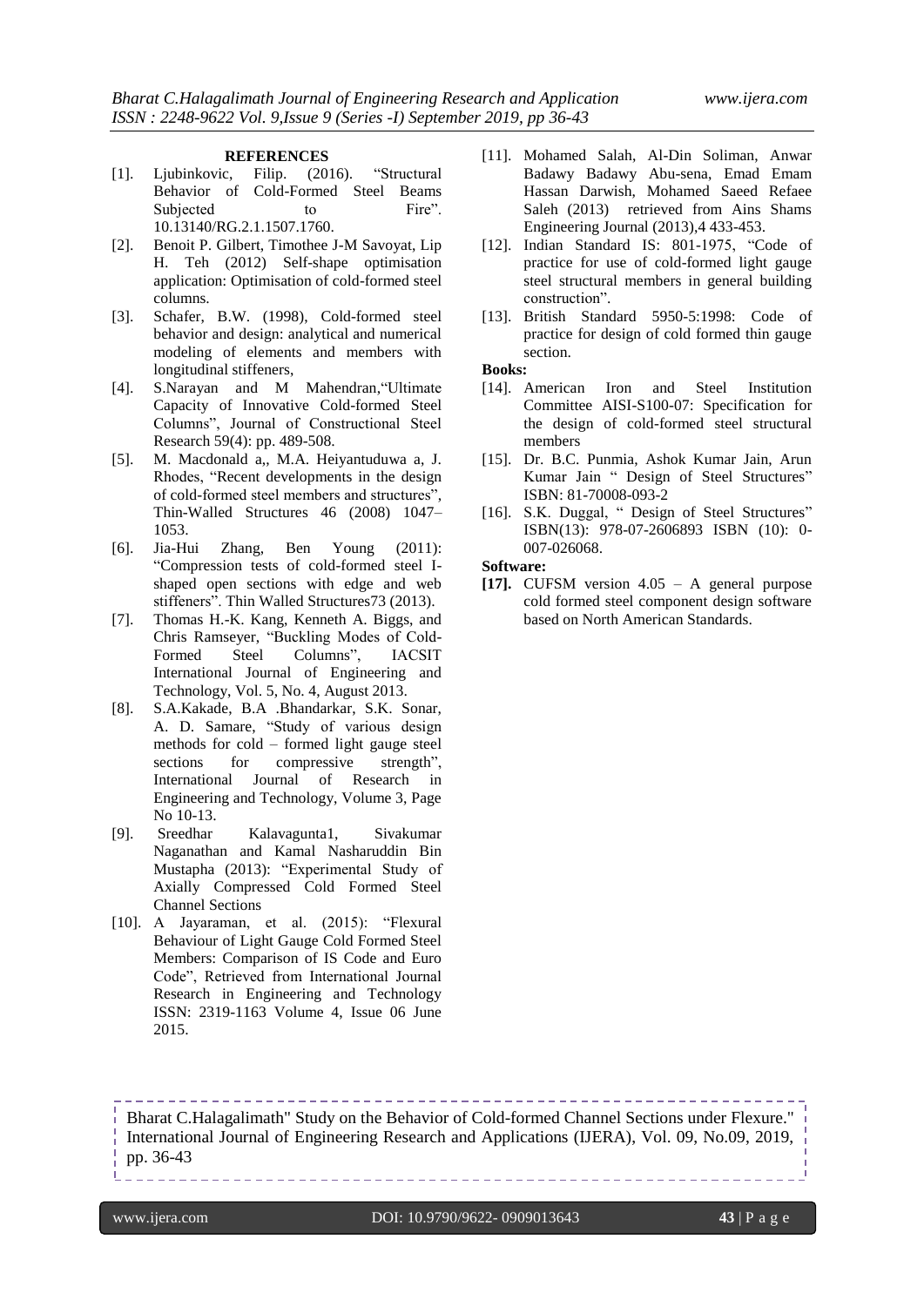## REFERENCES

[1]. Ljubinkovic, Filip. (2016). "Structural Behavior of Cold-Formed Steel Beams Subjected to Fire". 10.13140/RG.2.1.1507.1760.

[2]. Benoit P. Gilbert, Timothee J-M Savoyat, Lip H. Teh (2012) Self-shape optimisation application: Optimisation of cold-formed steel columns.

[3]. Schafer, B.W. (1998), Cold-formed steel behavior and design: analytical and numerical modeling of elements and members with longitudinal stiffeners,

[4]. S.Narayan and M Mahendran,"Ultimate Capacity of Innovative Cold-formed Steel Columns", Journal of Constructional Steel Research 59(4): pp. 489-508.

[5]. M. Macdonald a,, M.A. Heiyantuduwa a, J. Rhodes, "Recent developments in the design of cold-formed steel members and structures", Thin-Walled Structures 46 (2008) 1047–1053.

[6]. Jia-Hui Zhang, Ben Young (2011): "Compression tests of cold-formed steel I-shaped open sections with edge and web stiffeners". Thin Walled Structures73 (2013).

[7]. Thomas H.-K. Kang, Kenneth A. Biggs, and Chris Ramseyer, "Buckling Modes of Cold-Formed Steel Columns", IACSIT International Journal of Engineering and Technology, Vol. 5, No. 4, August 2013.

[8]. S.A.Kakade, B.A .Bhandarkar, S.K. Sonar, A. D. Samare, "Study of various design methods for cold – formed light gauge steel sections for compressive strength", International Journal of Research in Engineering and Technology, Volume 3, Page No 10-13.

[9]. Sreedhar Kalavagunta1, Sivakumar Naganathan and Kamal Nasharuddin Bin Mustapha (2013): "Experimental Study of Axially Compressed Cold Formed Steel Channel Sections

[10]. A Jayaraman, et al. (2015): "Flexural Behaviour of Light Gauge Cold Formed Steel Members: Comparison of IS Code and Euro Code", Retrieved from International Journal Research in Engineering and Technology ISSN: 2319-1163 Volume 4, Issue 06 June 2015.

[11]. Mohamed Salah, Al-Din Soliman, Anwar Badawy Badawy Abu-sena, Emad Emam Hassan Darwish, Mohamed Saeed Refaee Saleh (2013) retrieved from Ains Shams Engineering Journal (2013),4 433-453.

[12]. Indian Standard IS: 801-1975, "Code of practice for use of cold-formed light gauge steel structural members in general building construction".

[13]. British Standard 5950-5:1998: Code of practice for design of cold formed thin gauge section.

**Books:**

[14]. American Iron and Steel Institution Committee AISI-S100-07: Specification for the design of cold-formed steel structural members

[15]. Dr. B.C. Punmia, Ashok Kumar Jain, Arun Kumar Jain " Design of Steel Structures" ISBN: 81-70008-093-2

[16]. S.K. Duggal, " Design of Steel Structures" ISBN(13): 978-07-2606893 ISBN (10): 0-007-026068.

**Software:**

**[17].** CUFSM version 4.05 – A general purpose cold formed steel component design software based on North American Standards.

Bharat C.Halagalimath" Study on the Behavior of Cold-formed Channel Sections under Flexure." International Journal of Engineering Research and Applications (IJERA), Vol. 09, No.09, 2019, pp. 36-43